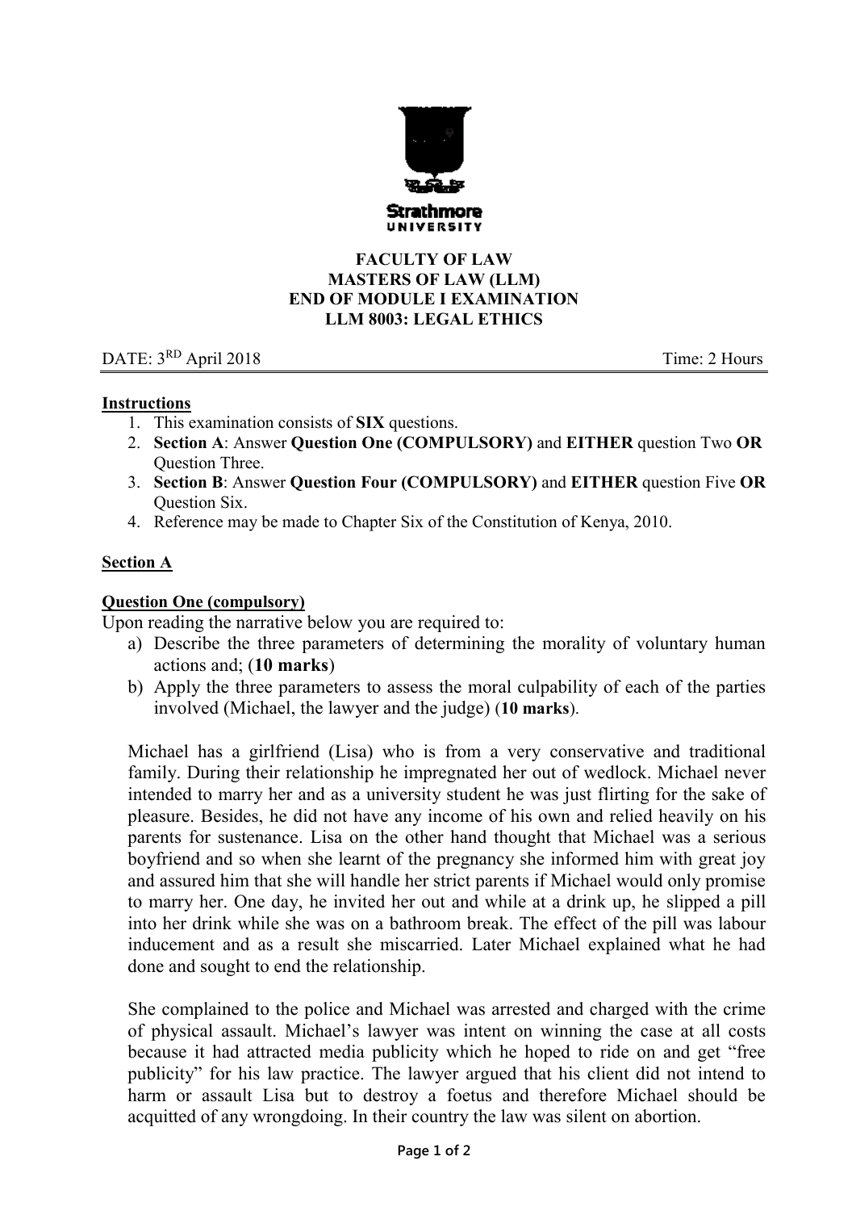Strathmore University

**FACULTY OF LAW**
**MASTERS OF LAW (LLM)**
**END OF MODULE I EXAMINATION**
**LLM 8003: LEGAL ETHICS**

DATE: 3RD April 2018 Time: 2 Hours

**Instructions**

1. This examination consists of **SIX** questions.
2. **Section A**: Answer **Question One (COMPULSORY)** and **EITHER** question Two **OR** Question Three.
3. **Section B**: Answer **Question Four (COMPULSORY)** and **EITHER** question Five **OR** Question Six.
4. Reference may be made to Chapter Six of the Constitution of Kenya, 2010.

## Section A

### Question One (compulsory)

Upon reading the narrative below you are required to:

a) Describe the three parameters of determining the morality of voluntary human actions and; (**10 marks**)

b) Apply the three parameters to assess the moral culpability of each of the parties involved (Michael, the lawyer and the judge) (**10 marks**).

Michael has a girlfriend (Lisa) who is from a very conservative and traditional family. During their relationship he impregnated her out of wedlock. Michael never intended to marry her and as a university student he was just flirting for the sake of pleasure. Besides, he did not have any income of his own and relied heavily on his parents for sustenance. Lisa on the other hand thought that Michael was a serious boyfriend and so when she learnt of the pregnancy she informed him with great joy and assured him that she will handle her strict parents if Michael would only promise to marry her. One day, he invited her out and while at a drink up, he slipped a pill into her drink while she was on a bathroom break. The effect of the pill was labour inducement and as a result she miscarried. Later Michael explained what he had done and sought to end the relationship.

She complained to the police and Michael was arrested and charged with the crime of physical assault. Michael's lawyer was intent on winning the case at all costs because it had attracted media publicity which he hoped to ride on and get "free publicity" for his law practice. The lawyer argued that his client did not intend to harm or assault Lisa but to destroy a foetus and therefore Michael should be acquitted of any wrongdoing. In their country the law was silent on abortion.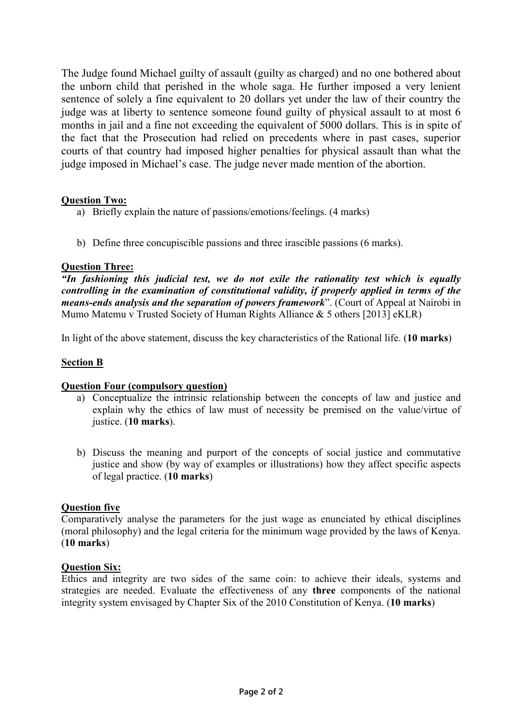The Judge found Michael guilty of assault (guilty as charged) and no one bothered about the unborn child that perished in the whole saga. He further imposed a very lenient sentence of solely a fine equivalent to 20 dollars yet under the law of their country the judge was at liberty to sentence someone found guilty of physical assault to at most 6 months in jail and a fine not exceeding the equivalent of 5000 dollars. This is in spite of the fact that the Prosecution had relied on precedents where in past cases, superior courts of that country had imposed higher penalties for physical assault than what the judge imposed in Michael's case. The judge never made mention of the abortion.

**Question Two:**

a) Briefly explain the nature of passions/emotions/feelings. (4 marks)

b) Define three concupiscible passions and three irascible passions (6 marks).

**Question Three:**

***"In fashioning this judicial test, we do not exile the rationality test which is equally controlling in the examination of constitutional validity, if properly applied in terms of the means-ends analysis and the separation of powers framework***". (Court of Appeal at Nairobi in Mumo Matemu v Trusted Society of Human Rights Alliance & 5 others [2013] eKLR)

In light of the above statement, discuss the key characteristics of the Rational life. (**10 marks**)

## Section B

**Question Four (compulsory question)**

a) Conceptualize the intrinsic relationship between the concepts of law and justice and explain why the ethics of law must of necessity be premised on the value/virtue of justice. (**10 marks**).

b) Discuss the meaning and purport of the concepts of social justice and commutative justice and show (by way of examples or illustrations) how they affect specific aspects of legal practice. (**10 marks**)

**Question five**

Comparatively analyse the parameters for the just wage as enunciated by ethical disciplines (moral philosophy) and the legal criteria for the minimum wage provided by the laws of Kenya. (**10 marks**)

**Question Six:**

Ethics and integrity are two sides of the same coin: to achieve their ideals, systems and strategies are needed. Evaluate the effectiveness of any **three** components of the national integrity system envisaged by Chapter Six of the 2010 Constitution of Kenya. (**10 marks**)